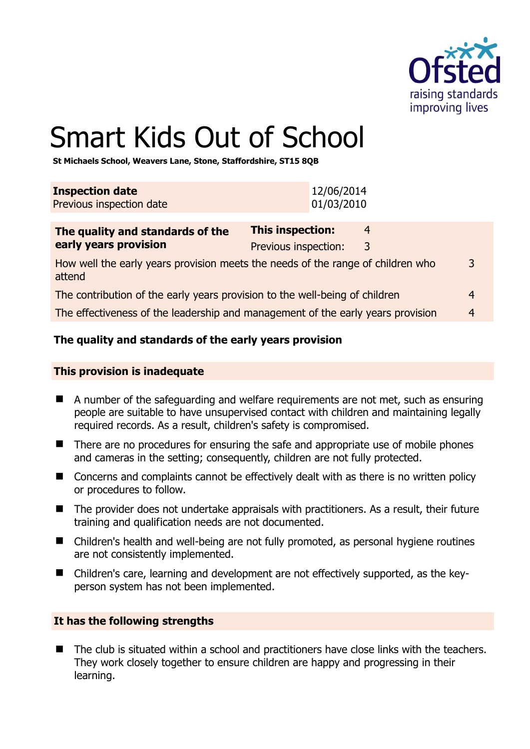Ofsted
raising standards
improving lives

# Smart Kids Out of School

**St Michaels School, Weavers Lane, Stone, Staffordshire, ST15 8QB**

| | |
|---|---|
| **Inspection date** | 12/06/2014 |
| Previous inspection date | 01/03/2010 |

| | | |
|---|---|---|
| **The quality and standards of the early years provision** | **This inspection:** | 4 |
| | Previous inspection: | 3 |
| How well the early years provision meets the needs of the range of children who attend | | 3 |
| The contribution of the early years provision to the well-being of children | | 4 |
| The effectiveness of the leadership and management of the early years provision | | 4 |

## The quality and standards of the early years provision

### This provision is inadequate

- A number of the safeguarding and welfare requirements are not met, such as ensuring people are suitable to have unsupervised contact with children and maintaining legally required records. As a result, children's safety is compromised.
- There are no procedures for ensuring the safe and appropriate use of mobile phones and cameras in the setting; consequently, children are not fully protected.
- Concerns and complaints cannot be effectively dealt with as there is no written policy or procedures to follow.
- The provider does not undertake appraisals with practitioners. As a result, their future training and qualification needs are not documented.
- Children's health and well-being are not fully promoted, as personal hygiene routines are not consistently implemented.
- Children's care, learning and development are not effectively supported, as the key-person system has not been implemented.

### It has the following strengths

- The club is situated within a school and practitioners have close links with the teachers. They work closely together to ensure children are happy and progressing in their learning.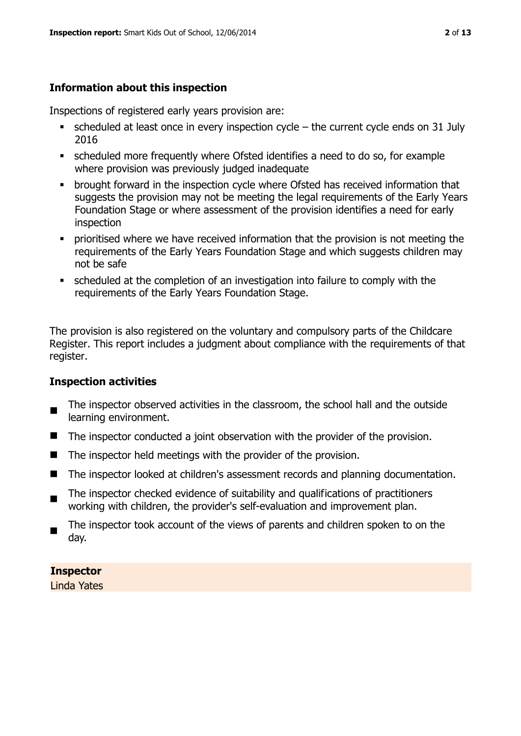## Information about this inspection

Inspections of registered early years provision are:

- scheduled at least once in every inspection cycle – the current cycle ends on 31 July 2016
- scheduled more frequently where Ofsted identifies a need to do so, for example where provision was previously judged inadequate
- brought forward in the inspection cycle where Ofsted has received information that suggests the provision may not be meeting the legal requirements of the Early Years Foundation Stage or where assessment of the provision identifies a need for early inspection
- prioritised where we have received information that the provision is not meeting the requirements of the Early Years Foundation Stage and which suggests children may not be safe
- scheduled at the completion of an investigation into failure to comply with the requirements of the Early Years Foundation Stage.

The provision is also registered on the voluntary and compulsory parts of the Childcare Register. This report includes a judgment about compliance with the requirements of that register.

## Inspection activities

- The inspector observed activities in the classroom, the school hall and the outside learning environment.
- The inspector conducted a joint observation with the provider of the provision.
- The inspector held meetings with the provider of the provision.
- The inspector looked at children's assessment records and planning documentation.
- The inspector checked evidence of suitability and qualifications of practitioners working with children, the provider's self-evaluation and improvement plan.
- The inspector took account of the views of parents and children spoken to on the day.

**Inspector**
Linda Yates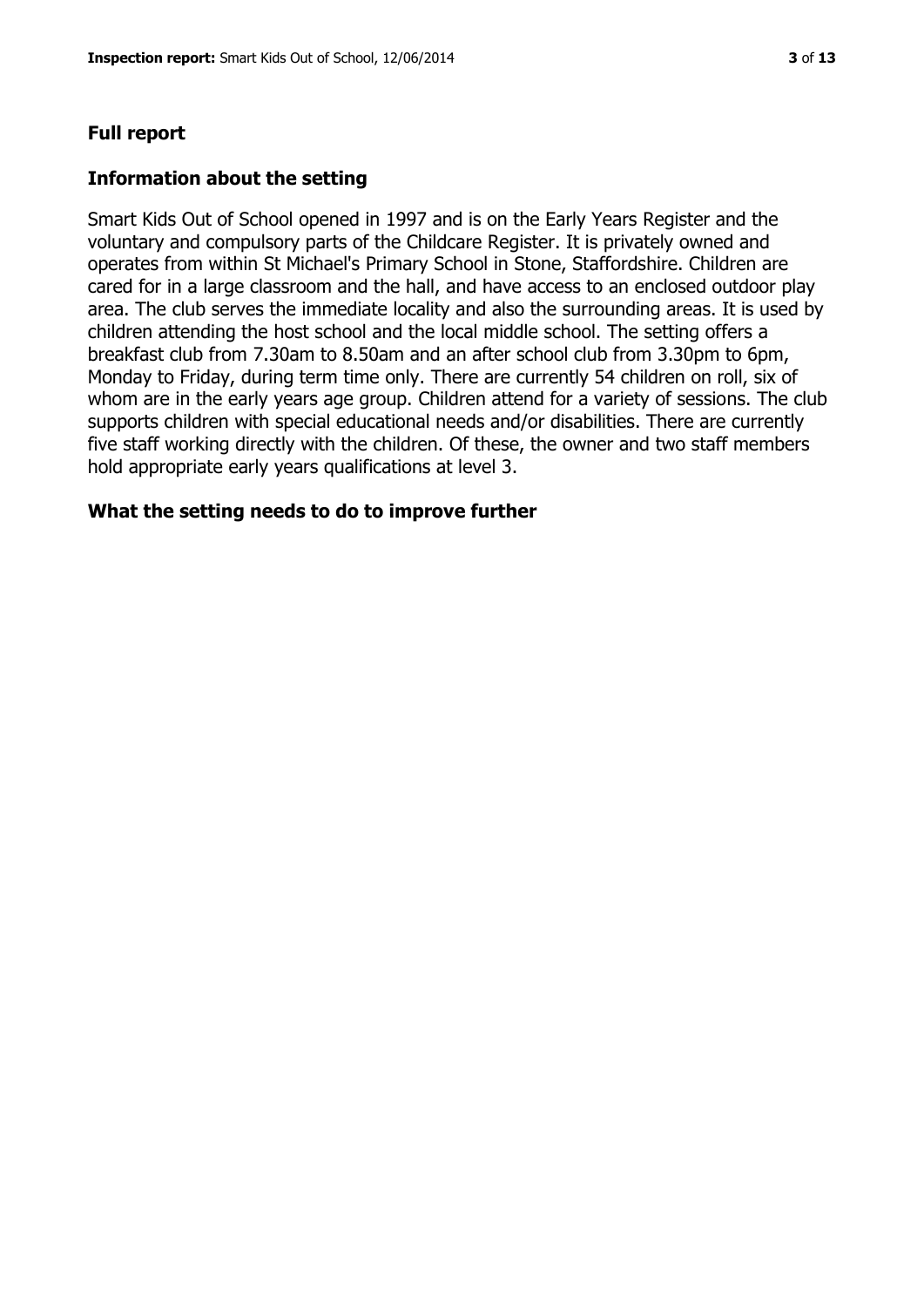## Full report

### Information about the setting

Smart Kids Out of School opened in 1997 and is on the Early Years Register and the voluntary and compulsory parts of the Childcare Register. It is privately owned and operates from within St Michael's Primary School in Stone, Staffordshire. Children are cared for in a large classroom and the hall, and have access to an enclosed outdoor play area. The club serves the immediate locality and also the surrounding areas. It is used by children attending the host school and the local middle school. The setting offers a breakfast club from 7.30am to 8.50am and an after school club from 3.30pm to 6pm, Monday to Friday, during term time only. There are currently 54 children on roll, six of whom are in the early years age group. Children attend for a variety of sessions. The club supports children with special educational needs and/or disabilities. There are currently five staff working directly with the children. Of these, the owner and two staff members hold appropriate early years qualifications at level 3.

### What the setting needs to do to improve further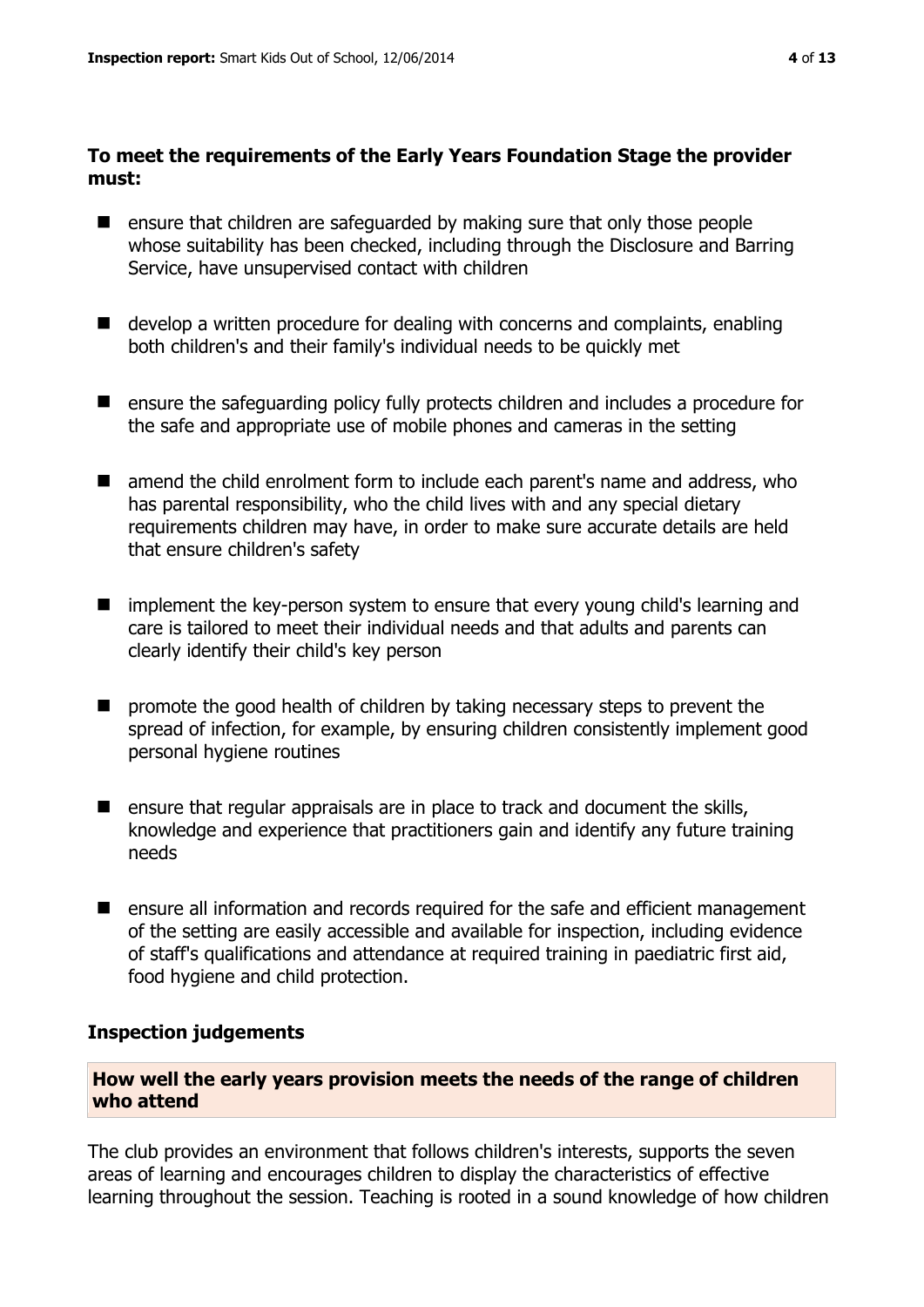**To meet the requirements of the Early Years Foundation Stage the provider must:**

- ensure that children are safeguarded by making sure that only those people whose suitability has been checked, including through the Disclosure and Barring Service, have unsupervised contact with children
- develop a written procedure for dealing with concerns and complaints, enabling both children's and their family's individual needs to be quickly met
- ensure the safeguarding policy fully protects children and includes a procedure for the safe and appropriate use of mobile phones and cameras in the setting
- amend the child enrolment form to include each parent's name and address, who has parental responsibility, who the child lives with and any special dietary requirements children may have, in order to make sure accurate details are held that ensure children's safety
- implement the key-person system to ensure that every young child's learning and care is tailored to meet their individual needs and that adults and parents can clearly identify their child's key person
- promote the good health of children by taking necessary steps to prevent the spread of infection, for example, by ensuring children consistently implement good personal hygiene routines
- ensure that regular appraisals are in place to track and document the skills, knowledge and experience that practitioners gain and identify any future training needs
- ensure all information and records required for the safe and efficient management of the setting are easily accessible and available for inspection, including evidence of staff's qualifications and attendance at required training in paediatric first aid, food hygiene and child protection.

## Inspection judgements

### How well the early years provision meets the needs of the range of children who attend

The club provides an environment that follows children's interests, supports the seven areas of learning and encourages children to display the characteristics of effective learning throughout the session. Teaching is rooted in a sound knowledge of how children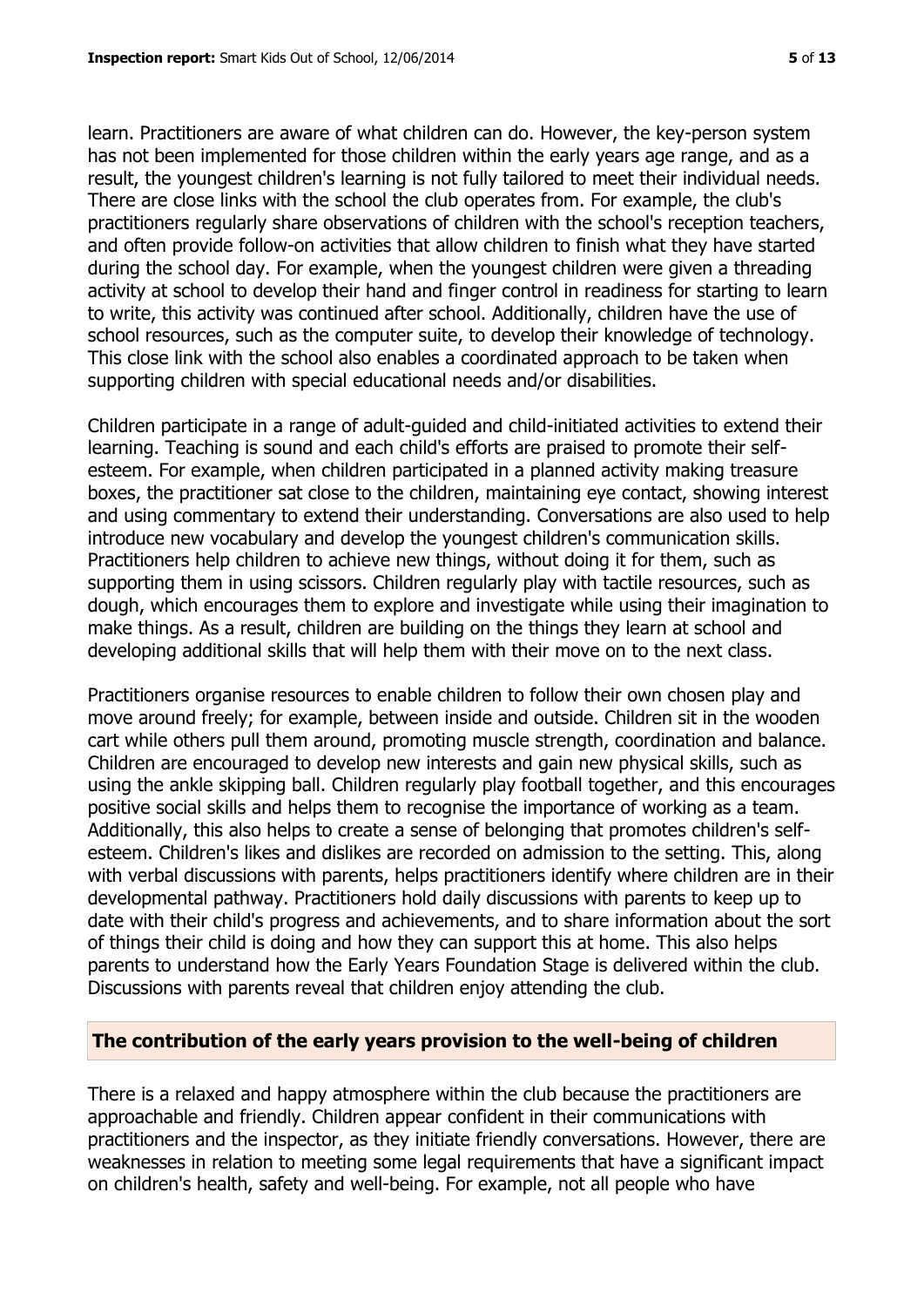learn. Practitioners are aware of what children can do. However, the key-person system has not been implemented for those children within the early years age range, and as a result, the youngest children's learning is not fully tailored to meet their individual needs. There are close links with the school the club operates from. For example, the club's practitioners regularly share observations of children with the school's reception teachers, and often provide follow-on activities that allow children to finish what they have started during the school day. For example, when the youngest children were given a threading activity at school to develop their hand and finger control in readiness for starting to learn to write, this activity was continued after school. Additionally, children have the use of school resources, such as the computer suite, to develop their knowledge of technology. This close link with the school also enables a coordinated approach to be taken when supporting children with special educational needs and/or disabilities.

Children participate in a range of adult-guided and child-initiated activities to extend their learning. Teaching is sound and each child's efforts are praised to promote their self-esteem. For example, when children participated in a planned activity making treasure boxes, the practitioner sat close to the children, maintaining eye contact, showing interest and using commentary to extend their understanding. Conversations are also used to help introduce new vocabulary and develop the youngest children's communication skills. Practitioners help children to achieve new things, without doing it for them, such as supporting them in using scissors. Children regularly play with tactile resources, such as dough, which encourages them to explore and investigate while using their imagination to make things. As a result, children are building on the things they learn at school and developing additional skills that will help them with their move on to the next class.

Practitioners organise resources to enable children to follow their own chosen play and move around freely; for example, between inside and outside. Children sit in the wooden cart while others pull them around, promoting muscle strength, coordination and balance. Children are encouraged to develop new interests and gain new physical skills, such as using the ankle skipping ball. Children regularly play football together, and this encourages positive social skills and helps them to recognise the importance of working as a team. Additionally, this also helps to create a sense of belonging that promotes children's self-esteem. Children's likes and dislikes are recorded on admission to the setting. This, along with verbal discussions with parents, helps practitioners identify where children are in their developmental pathway. Practitioners hold daily discussions with parents to keep up to date with their child's progress and achievements, and to share information about the sort of things their child is doing and how they can support this at home. This also helps parents to understand how the Early Years Foundation Stage is delivered within the club. Discussions with parents reveal that children enjoy attending the club.

## The contribution of the early years provision to the well-being of children

There is a relaxed and happy atmosphere within the club because the practitioners are approachable and friendly. Children appear confident in their communications with practitioners and the inspector, as they initiate friendly conversations. However, there are weaknesses in relation to meeting some legal requirements that have a significant impact on children's health, safety and well-being. For example, not all people who have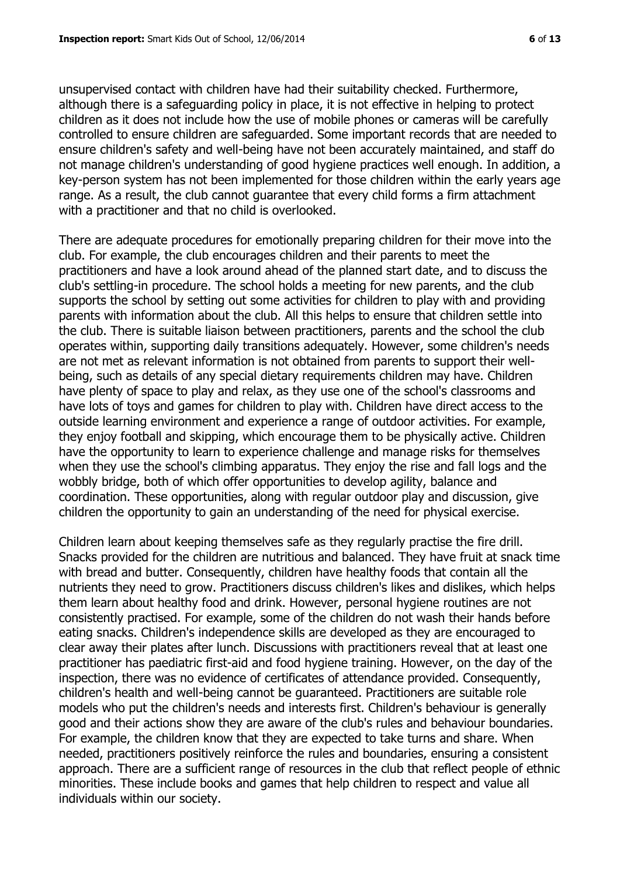unsupervised contact with children have had their suitability checked. Furthermore, although there is a safeguarding policy in place, it is not effective in helping to protect children as it does not include how the use of mobile phones or cameras will be carefully controlled to ensure children are safeguarded. Some important records that are needed to ensure children's safety and well-being have not been accurately maintained, and staff do not manage children's understanding of good hygiene practices well enough. In addition, a key-person system has not been implemented for those children within the early years age range. As a result, the club cannot guarantee that every child forms a firm attachment with a practitioner and that no child is overlooked.

There are adequate procedures for emotionally preparing children for their move into the club. For example, the club encourages children and their parents to meet the practitioners and have a look around ahead of the planned start date, and to discuss the club's settling-in procedure. The school holds a meeting for new parents, and the club supports the school by setting out some activities for children to play with and providing parents with information about the club. All this helps to ensure that children settle into the club. There is suitable liaison between practitioners, parents and the school the club operates within, supporting daily transitions adequately. However, some children's needs are not met as relevant information is not obtained from parents to support their well-being, such as details of any special dietary requirements children may have. Children have plenty of space to play and relax, as they use one of the school's classrooms and have lots of toys and games for children to play with. Children have direct access to the outside learning environment and experience a range of outdoor activities. For example, they enjoy football and skipping, which encourage them to be physically active. Children have the opportunity to learn to experience challenge and manage risks for themselves when they use the school's climbing apparatus. They enjoy the rise and fall logs and the wobbly bridge, both of which offer opportunities to develop agility, balance and coordination. These opportunities, along with regular outdoor play and discussion, give children the opportunity to gain an understanding of the need for physical exercise.

Children learn about keeping themselves safe as they regularly practise the fire drill. Snacks provided for the children are nutritious and balanced. They have fruit at snack time with bread and butter. Consequently, children have healthy foods that contain all the nutrients they need to grow. Practitioners discuss children's likes and dislikes, which helps them learn about healthy food and drink. However, personal hygiene routines are not consistently practised. For example, some of the children do not wash their hands before eating snacks. Children's independence skills are developed as they are encouraged to clear away their plates after lunch. Discussions with practitioners reveal that at least one practitioner has paediatric first-aid and food hygiene training. However, on the day of the inspection, there was no evidence of certificates of attendance provided. Consequently, children's health and well-being cannot be guaranteed. Practitioners are suitable role models who put the children's needs and interests first. Children's behaviour is generally good and their actions show they are aware of the club's rules and behaviour boundaries. For example, the children know that they are expected to take turns and share. When needed, practitioners positively reinforce the rules and boundaries, ensuring a consistent approach. There are a sufficient range of resources in the club that reflect people of ethnic minorities. These include books and games that help children to respect and value all individuals within our society.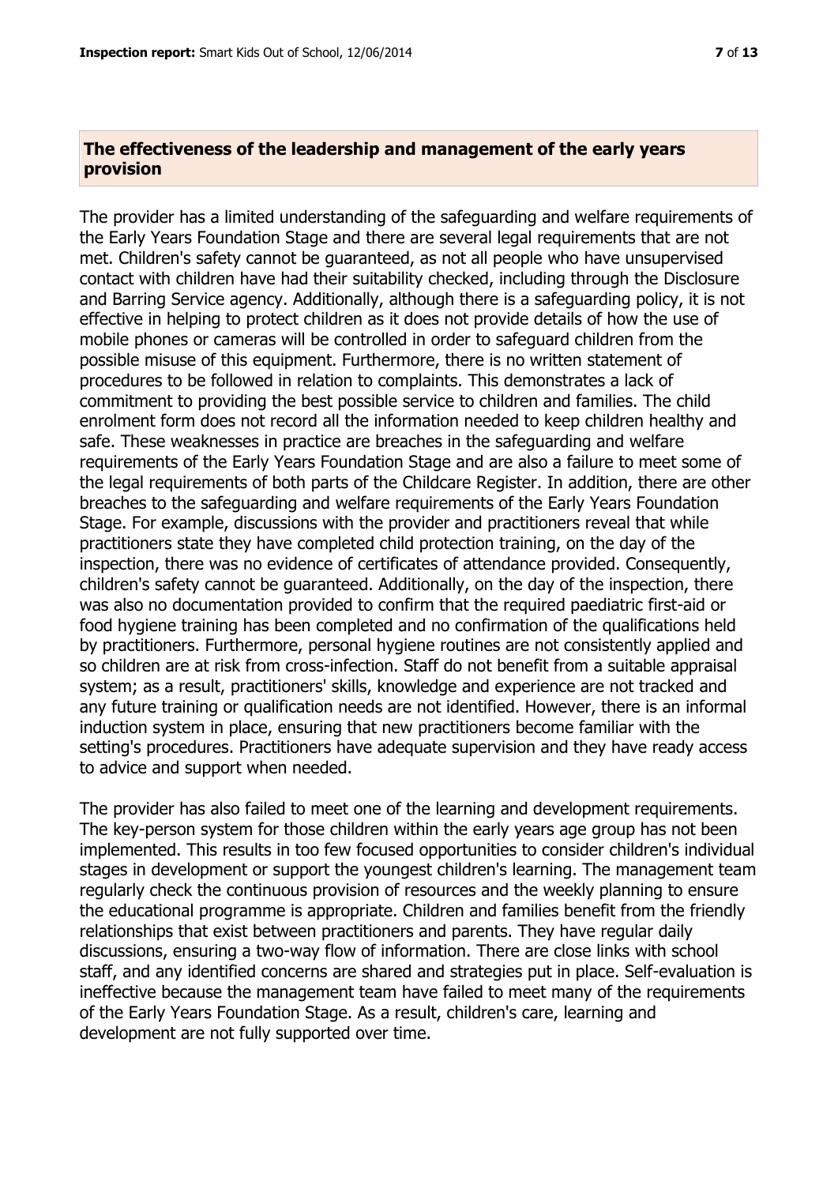## The effectiveness of the leadership and management of the early years provision

The provider has a limited understanding of the safeguarding and welfare requirements of the Early Years Foundation Stage and there are several legal requirements that are not met. Children's safety cannot be guaranteed, as not all people who have unsupervised contact with children have had their suitability checked, including through the Disclosure and Barring Service agency. Additionally, although there is a safeguarding policy, it is not effective in helping to protect children as it does not provide details of how the use of mobile phones or cameras will be controlled in order to safeguard children from the possible misuse of this equipment. Furthermore, there is no written statement of procedures to be followed in relation to complaints. This demonstrates a lack of commitment to providing the best possible service to children and families. The child enrolment form does not record all the information needed to keep children healthy and safe. These weaknesses in practice are breaches in the safeguarding and welfare requirements of the Early Years Foundation Stage and are also a failure to meet some of the legal requirements of both parts of the Childcare Register. In addition, there are other breaches to the safeguarding and welfare requirements of the Early Years Foundation Stage. For example, discussions with the provider and practitioners reveal that while practitioners state they have completed child protection training, on the day of the inspection, there was no evidence of certificates of attendance provided. Consequently, children's safety cannot be guaranteed. Additionally, on the day of the inspection, there was also no documentation provided to confirm that the required paediatric first-aid or food hygiene training has been completed and no confirmation of the qualifications held by practitioners. Furthermore, personal hygiene routines are not consistently applied and so children are at risk from cross-infection. Staff do not benefit from a suitable appraisal system; as a result, practitioners' skills, knowledge and experience are not tracked and any future training or qualification needs are not identified. However, there is an informal induction system in place, ensuring that new practitioners become familiar with the setting's procedures. Practitioners have adequate supervision and they have ready access to advice and support when needed.

The provider has also failed to meet one of the learning and development requirements. The key-person system for those children within the early years age group has not been implemented. This results in too few focused opportunities to consider children's individual stages in development or support the youngest children's learning. The management team regularly check the continuous provision of resources and the weekly planning to ensure the educational programme is appropriate. Children and families benefit from the friendly relationships that exist between practitioners and parents. They have regular daily discussions, ensuring a two-way flow of information. There are close links with school staff, and any identified concerns are shared and strategies put in place. Self-evaluation is ineffective because the management team have failed to meet many of the requirements of the Early Years Foundation Stage. As a result, children's care, learning and development are not fully supported over time.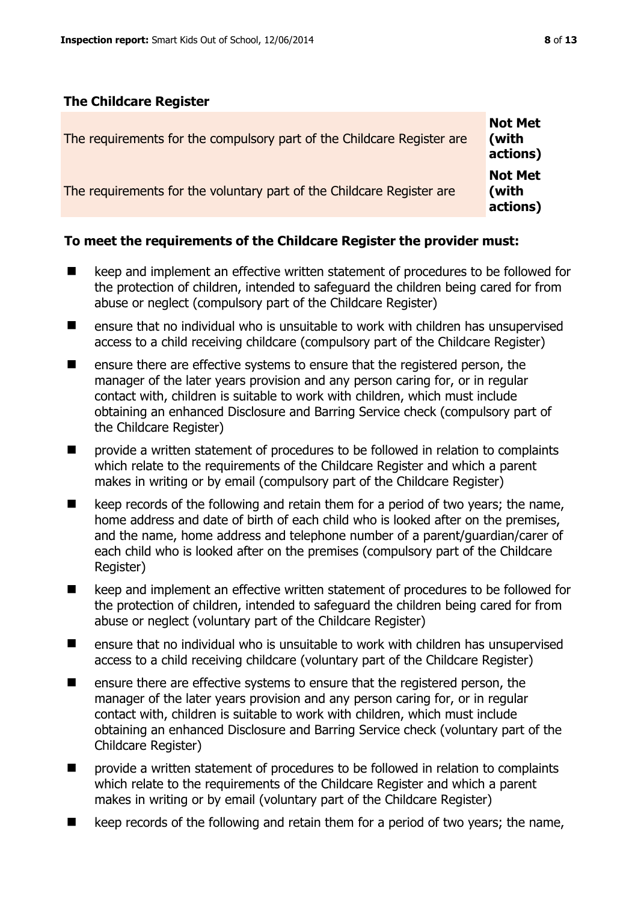## The Childcare Register

| | |
|---|---|
| The requirements for the compulsory part of the Childcare Register are | **Not Met (with actions)** |
| The requirements for the voluntary part of the Childcare Register are | **Not Met (with actions)** |

**To meet the requirements of the Childcare Register the provider must:**

- keep and implement an effective written statement of procedures to be followed for the protection of children, intended to safeguard the children being cared for from abuse or neglect (compulsory part of the Childcare Register)
- ensure that no individual who is unsuitable to work with children has unsupervised access to a child receiving childcare (compulsory part of the Childcare Register)
- ensure there are effective systems to ensure that the registered person, the manager of the later years provision and any person caring for, or in regular contact with, children is suitable to work with children, which must include obtaining an enhanced Disclosure and Barring Service check (compulsory part of the Childcare Register)
- provide a written statement of procedures to be followed in relation to complaints which relate to the requirements of the Childcare Register and which a parent makes in writing or by email (compulsory part of the Childcare Register)
- keep records of the following and retain them for a period of two years; the name, home address and date of birth of each child who is looked after on the premises, and the name, home address and telephone number of a parent/guardian/carer of each child who is looked after on the premises (compulsory part of the Childcare Register)
- keep and implement an effective written statement of procedures to be followed for the protection of children, intended to safeguard the children being cared for from abuse or neglect (voluntary part of the Childcare Register)
- ensure that no individual who is unsuitable to work with children has unsupervised access to a child receiving childcare (voluntary part of the Childcare Register)
- ensure there are effective systems to ensure that the registered person, the manager of the later years provision and any person caring for, or in regular contact with, children is suitable to work with children, which must include obtaining an enhanced Disclosure and Barring Service check (voluntary part of the Childcare Register)
- provide a written statement of procedures to be followed in relation to complaints which relate to the requirements of the Childcare Register and which a parent makes in writing or by email (voluntary part of the Childcare Register)
- keep records of the following and retain them for a period of two years; the name,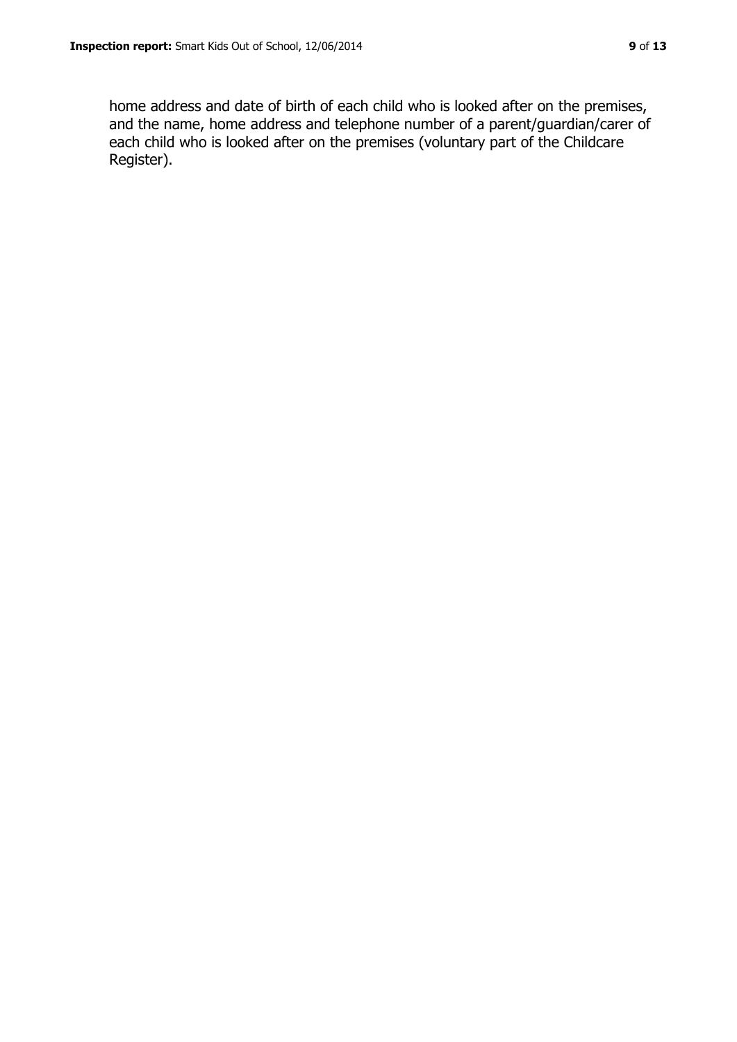home address and date of birth of each child who is looked after on the premises, and the name, home address and telephone number of a parent/guardian/carer of each child who is looked after on the premises (voluntary part of the Childcare Register).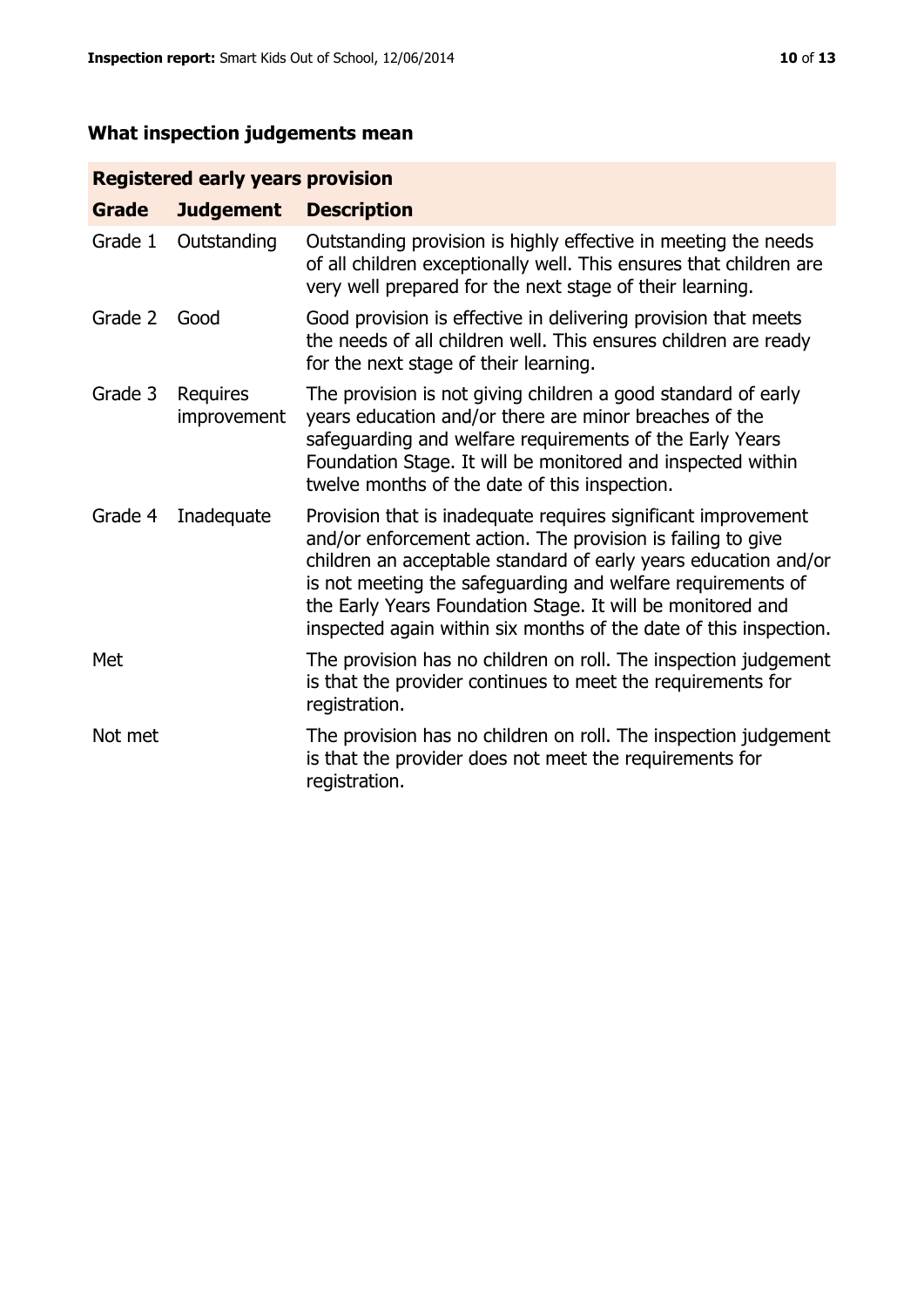## What inspection judgements mean

| Registered early years provision | | |
| --- | --- | --- |
| **Grade** | **Judgement** | **Description** |
| Grade 1 | Outstanding | Outstanding provision is highly effective in meeting the needs of all children exceptionally well. This ensures that children are very well prepared for the next stage of their learning. |
| Grade 2 | Good | Good provision is effective in delivering provision that meets the needs of all children well. This ensures children are ready for the next stage of their learning. |
| Grade 3 | Requires improvement | The provision is not giving children a good standard of early years education and/or there are minor breaches of the safeguarding and welfare requirements of the Early Years Foundation Stage. It will be monitored and inspected within twelve months of the date of this inspection. |
| Grade 4 | Inadequate | Provision that is inadequate requires significant improvement and/or enforcement action. The provision is failing to give children an acceptable standard of early years education and/or is not meeting the safeguarding and welfare requirements of the Early Years Foundation Stage. It will be monitored and inspected again within six months of the date of this inspection. |
| Met | | The provision has no children on roll. The inspection judgement is that the provider continues to meet the requirements for registration. |
| Not met | | The provision has no children on roll. The inspection judgement is that the provider does not meet the requirements for registration. |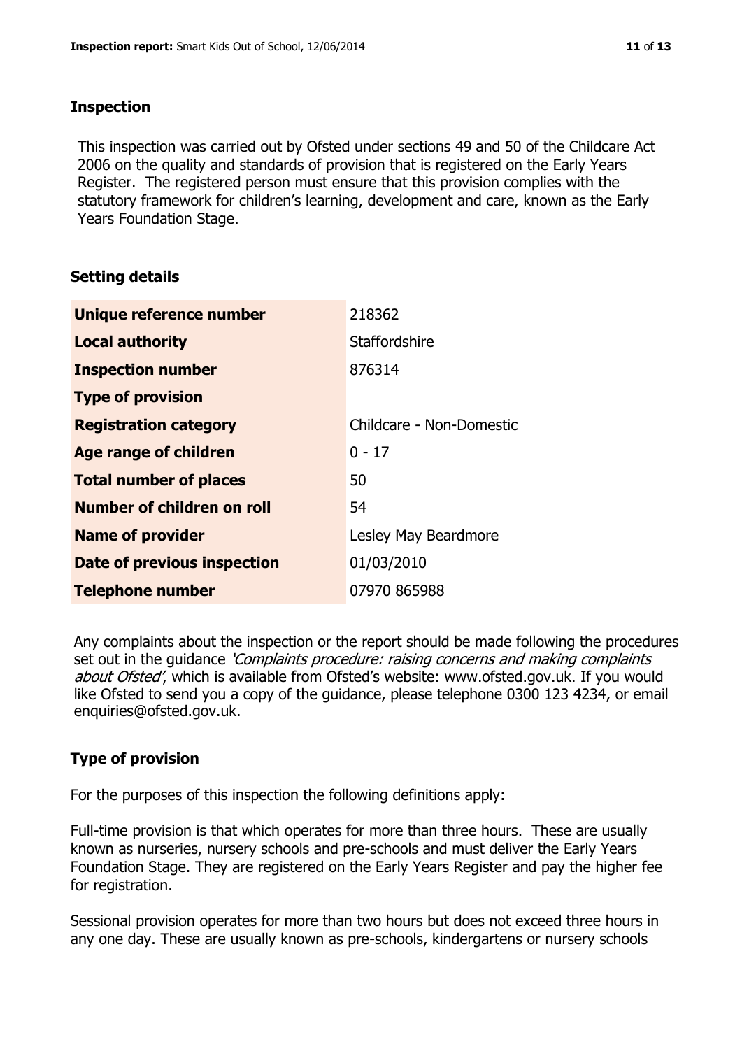## Inspection

This inspection was carried out by Ofsted under sections 49 and 50 of the Childcare Act 2006 on the quality and standards of provision that is registered on the Early Years Register. The registered person must ensure that this provision complies with the statutory framework for children's learning, development and care, known as the Early Years Foundation Stage.

## Setting details

| | |
|---|---|
| **Unique reference number** | 218362 |
| **Local authority** | Staffordshire |
| **Inspection number** | 876314 |
| **Type of provision** | |
| **Registration category** | Childcare - Non-Domestic |
| **Age range of children** | 0 - 17 |
| **Total number of places** | 50 |
| **Number of children on roll** | 54 |
| **Name of provider** | Lesley May Beardmore |
| **Date of previous inspection** | 01/03/2010 |
| **Telephone number** | 07970 865988 |

Any complaints about the inspection or the report should be made following the procedures set out in the guidance *'Complaints procedure: raising concerns and making complaints about Ofsted'*, which is available from Ofsted's website: www.ofsted.gov.uk. If you would like Ofsted to send you a copy of the guidance, please telephone 0300 123 4234, or email enquiries@ofsted.gov.uk.

## Type of provision

For the purposes of this inspection the following definitions apply:

Full-time provision is that which operates for more than three hours. These are usually known as nurseries, nursery schools and pre-schools and must deliver the Early Years Foundation Stage. They are registered on the Early Years Register and pay the higher fee for registration.

Sessional provision operates for more than two hours but does not exceed three hours in any one day. These are usually known as pre-schools, kindergartens or nursery schools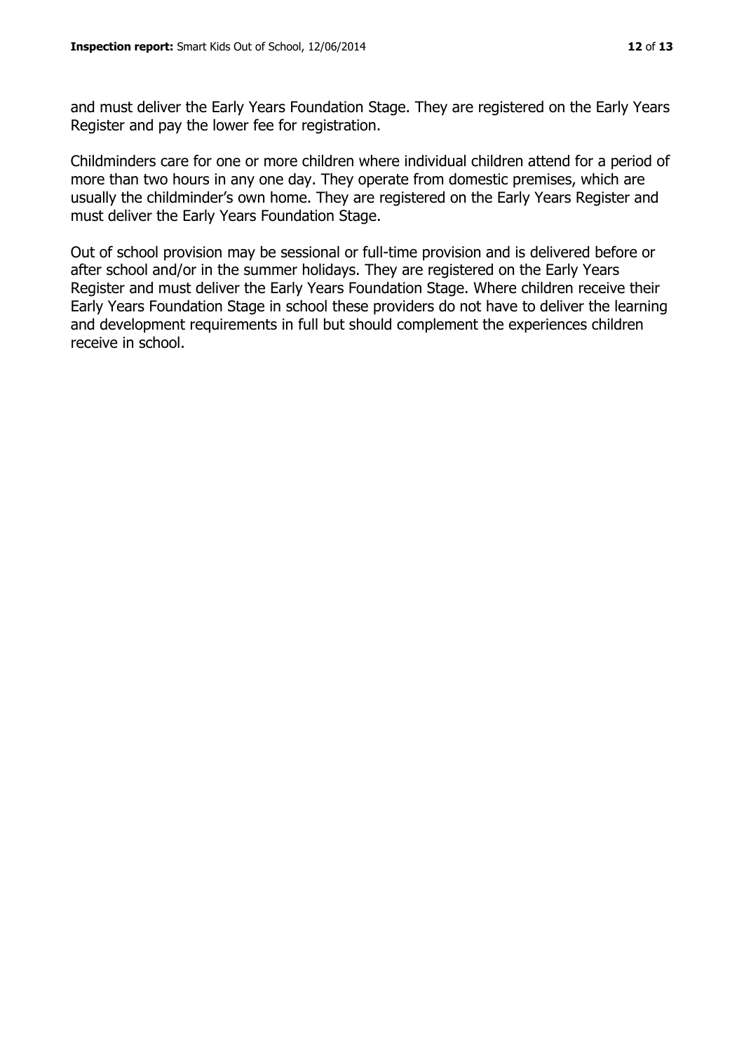and must deliver the Early Years Foundation Stage. They are registered on the Early Years Register and pay the lower fee for registration.

Childminders care for one or more children where individual children attend for a period of more than two hours in any one day. They operate from domestic premises, which are usually the childminder's own home. They are registered on the Early Years Register and must deliver the Early Years Foundation Stage.

Out of school provision may be sessional or full-time provision and is delivered before or after school and/or in the summer holidays. They are registered on the Early Years Register and must deliver the Early Years Foundation Stage. Where children receive their Early Years Foundation Stage in school these providers do not have to deliver the learning and development requirements in full but should complement the experiences children receive in school.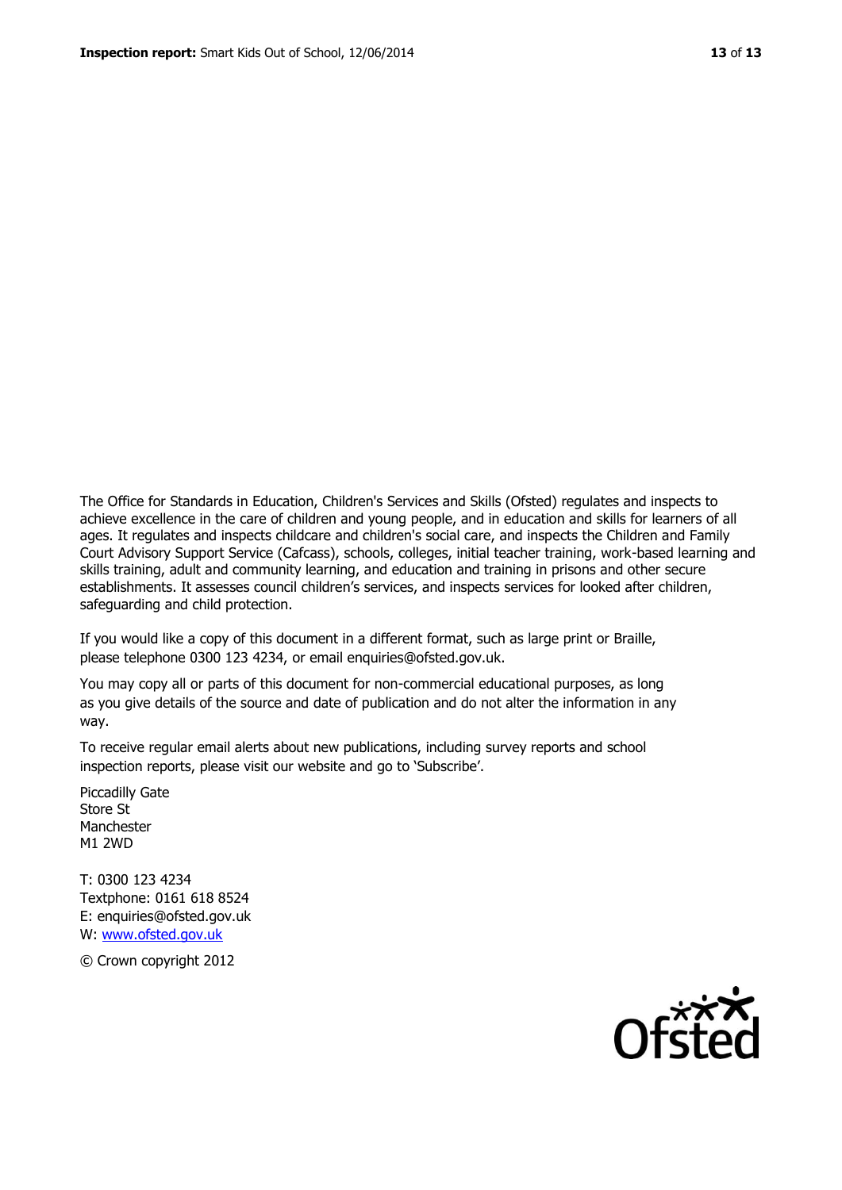The Office for Standards in Education, Children's Services and Skills (Ofsted) regulates and inspects to achieve excellence in the care of children and young people, and in education and skills for learners of all ages. It regulates and inspects childcare and children's social care, and inspects the Children and Family Court Advisory Support Service (Cafcass), schools, colleges, initial teacher training, work-based learning and skills training, adult and community learning, and education and training in prisons and other secure establishments. It assesses council children's services, and inspects services for looked after children, safeguarding and child protection.

If you would like a copy of this document in a different format, such as large print or Braille, please telephone 0300 123 4234, or email enquiries@ofsted.gov.uk.

You may copy all or parts of this document for non-commercial educational purposes, as long as you give details of the source and date of publication and do not alter the information in any way.

To receive regular email alerts about new publications, including survey reports and school inspection reports, please visit our website and go to 'Subscribe'.

Piccadilly Gate
Store St
Manchester
M1 2WD

T: 0300 123 4234
Textphone: 0161 618 8524
E: enquiries@ofsted.gov.uk
W: www.ofsted.gov.uk

© Crown copyright 2012